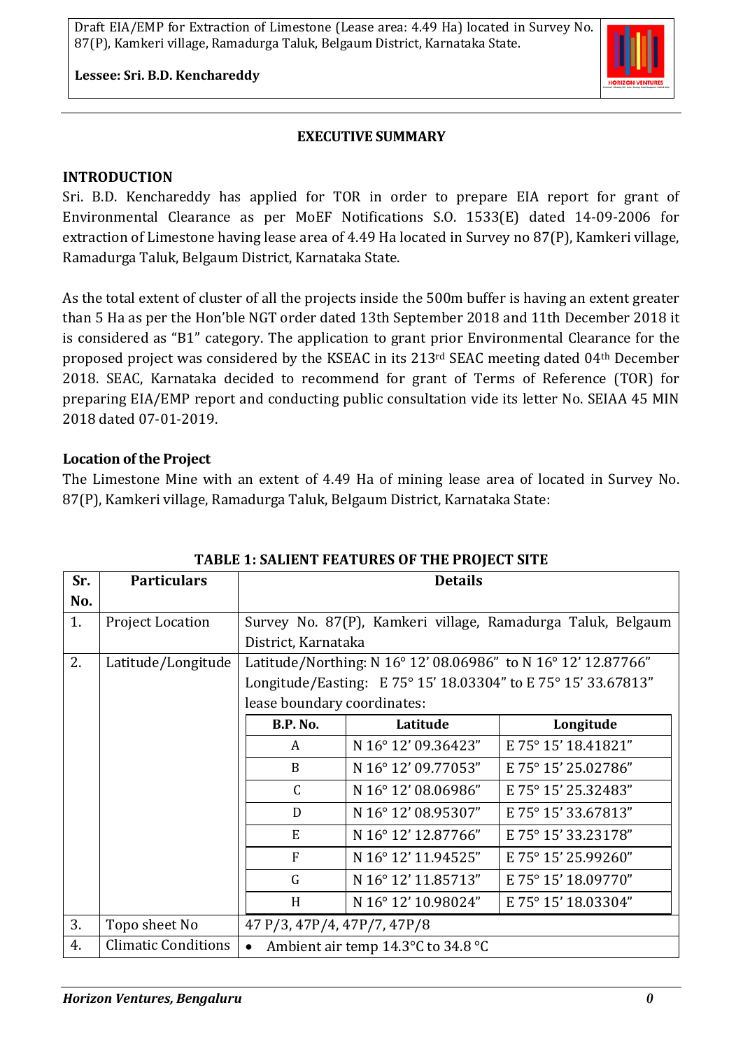# EXECUTIVE SUMMARY

## INTRODUCTION

Sri. B.D. Kenchareddy has applied for TOR in order to prepare EIA report for grant of Environmental Clearance as per MoEF Notifications S.O. 1533(E) dated 14-09-2006 for extraction of Limestone having lease area of 4.49 Ha located in Survey no 87(P), Kamkeri village, Ramadurga Taluk, Belgaum District, Karnataka State.

As the total extent of cluster of all the projects inside the 500m buffer is having an extent greater than 5 Ha as per the Hon'ble NGT order dated 13th September 2018 and 11th December 2018 it is considered as "B1" category. The application to grant prior Environmental Clearance for the proposed project was considered by the KSEAC in its 213rd SEAC meeting dated 04th December 2018. SEAC, Karnataka decided to recommend for grant of Terms of Reference (TOR) for preparing EIA/EMP report and conducting public consultation vide its letter No. SEIAA 45 MIN 2018 dated 07-01-2019.

## Location of the Project

The Limestone Mine with an extent of 4.49 Ha of mining lease area of located in Survey No. 87(P), Kamkeri village, Ramadurga Taluk, Belgaum District, Karnataka State:

**TABLE 1: SALIENT FEATURES OF THE PROJECT SITE**

| Sr. No. | Particulars | Details | | |
|---|---|---|---|---|
| 1. | Project Location | Survey No. 87(P), Kamkeri village, Ramadurga Taluk, Belgaum District, Karnataka | | |
| 2. | Latitude/Longitude | Latitude/Northing: N 16° 12' 08.06986" to N 16° 12' 12.87766"<br>Longitude/Easting: E 75° 15' 18.03304" to E 75° 15' 33.67813"<br>lease boundary coordinates: | | |
| | | **B.P. No.** | **Latitude** | **Longitude** |
| | | A | N 16° 12' 09.36423" | E 75° 15' 18.41821" |
| | | B | N 16° 12' 09.77053" | E 75° 15' 25.02786" |
| | | C | N 16° 12' 08.06986" | E 75° 15' 25.32483" |
| | | D | N 16° 12' 08.95307" | E 75° 15' 33.67813" |
| | | E | N 16° 12' 12.87766" | E 75° 15' 33.23178" |
| | | F | N 16° 12' 11.94525" | E 75° 15' 25.99260" |
| | | G | N 16° 12' 11.85713" | E 75° 15' 18.09770" |
| | | H | N 16° 12' 10.98024" | E 75° 15' 18.03304" |
| 3. | Topo sheet No | 47 P/3, 47P/4, 47P/7, 47P/8 | | |
| 4. | Climatic Conditions | • Ambient air temp 14.3°C to 34.8 °C | | |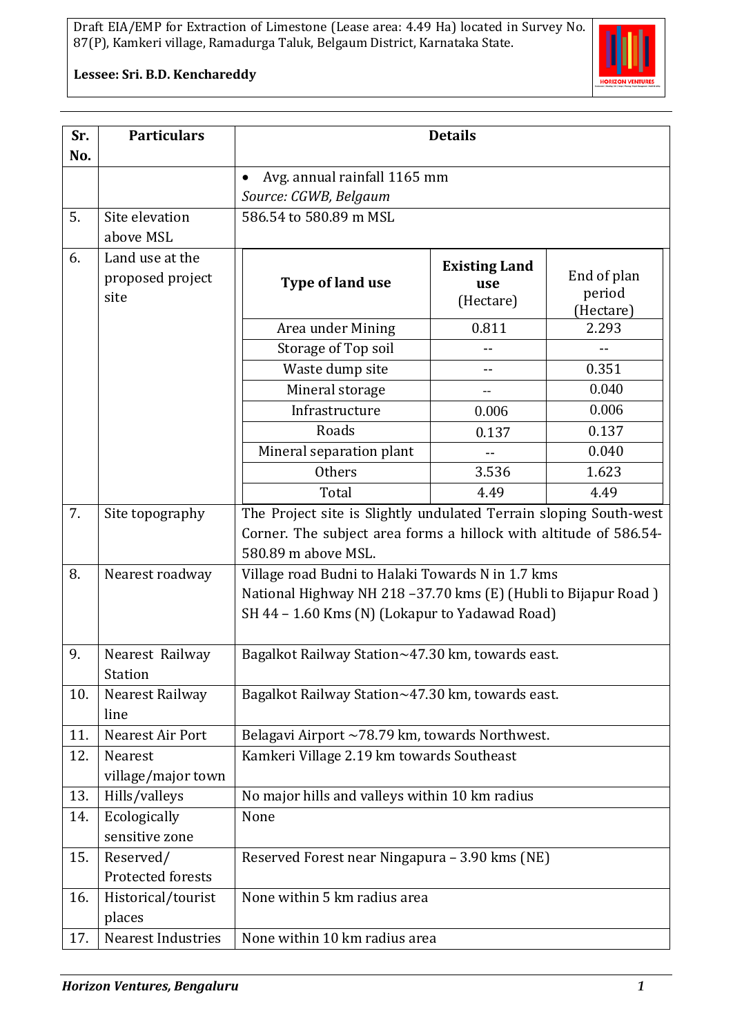| Sr. No. | Particulars | Details |
|---|---|---|
| | | • Avg. annual rainfall 1165 mm<br>*Source: CGWB, Belgaum* |
| 5. | Site elevation above MSL | 586.54 to 580.89 m MSL |
| 6. | Land use at the proposed project site | **Type of land use** / **Existing Land use** (Hectare) / End of plan period (Hectare):<br>Area under Mining – 0.811 – 2.293<br>Storage of Top soil – -- – --<br>Waste dump site – -- – 0.351<br>Mineral storage – -- – 0.040<br>Infrastructure – 0.006 – 0.006<br>Roads – 0.137 – 0.137<br>Mineral separation plant – -- – 0.040<br>Others – 3.536 – 1.623<br>Total – 4.49 – 4.49 |
| 7. | Site topography | The Project site is Slightly undulated Terrain sloping South-west Corner. The subject area forms a hillock with altitude of 586.54-580.89 m above MSL. |
| 8. | Nearest roadway | Village road Budni to Halaki Towards N in 1.7 kms<br>National Highway NH 218 –37.70 kms (E) (Hubli to Bijapur Road )<br>SH 44 – 1.60 Kms (N) (Lokapur to Yadawad Road) |
| 9. | Nearest Railway Station | Bagalkot Railway Station~47.30 km, towards east. |
| 10. | Nearest Railway line | Bagalkot Railway Station~47.30 km, towards east. |
| 11. | Nearest Air Port | Belagavi Airport ~78.79 km, towards Northwest. |
| 12. | Nearest village/major town | Kamkeri Village 2.19 km towards Southeast |
| 13. | Hills/valleys | No major hills and valleys within 10 km radius |
| 14. | Ecologically sensitive zone | None |
| 15. | Reserved/ Protected forests | Reserved Forest near Ningapura – 3.90 kms (NE) |
| 16. | Historical/tourist places | None within 5 km radius area |
| 17. | Nearest Industries | None within 10 km radius area |

Land use at the proposed project site (item 6):

| Type of land use | Existing Land use (Hectare) | End of plan period (Hectare) |
|---|---|---|
| Area under Mining | 0.811 | 2.293 |
| Storage of Top soil | -- | -- |
| Waste dump site | -- | 0.351 |
| Mineral storage | -- | 0.040 |
| Infrastructure | 0.006 | 0.006 |
| Roads | 0.137 | 0.137 |
| Mineral separation plant | -- | 0.040 |
| Others | 3.536 | 1.623 |
| Total | 4.49 | 4.49 |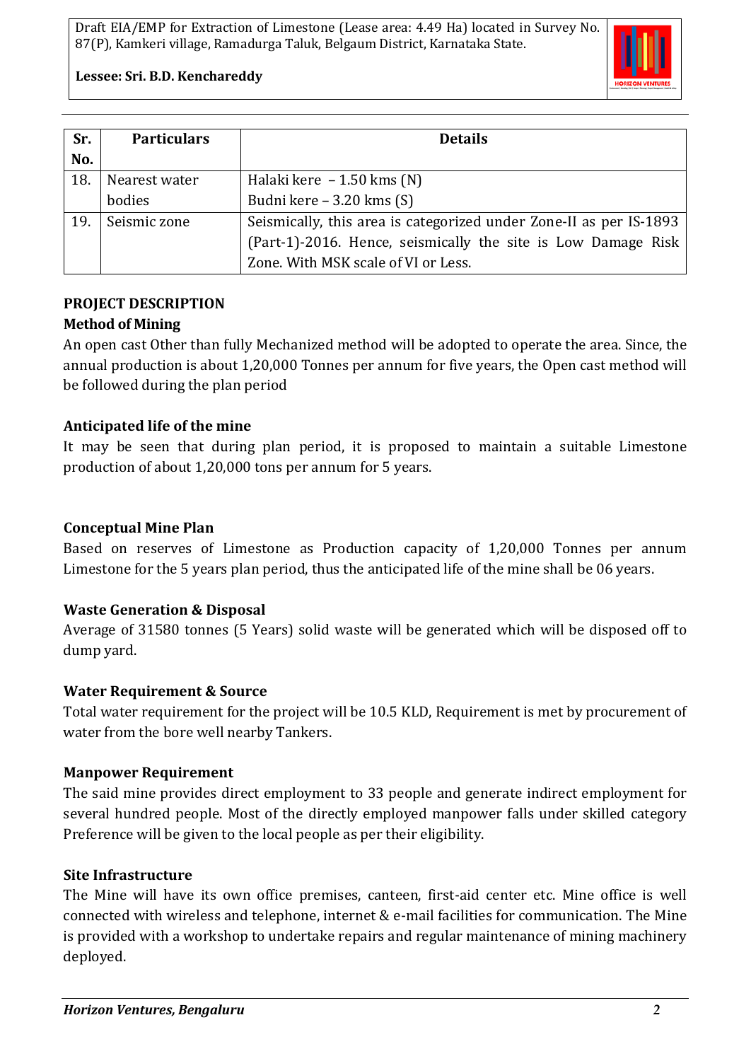| Sr. No. | Particulars | Details |
| --- | --- | --- |
| 18. | Nearest water bodies | Halaki kere – 1.50 kms (N)<br>Budni kere – 3.20 kms (S) |
| 19. | Seismic zone | Seismically, this area is categorized under Zone-II as per IS-1893 (Part-1)-2016. Hence, seismically the site is Low Damage Risk Zone. With MSK scale of VI or Less. |

**PROJECT DESCRIPTION**

**Method of Mining**

An open cast Other than fully Mechanized method will be adopted to operate the area. Since, the annual production is about 1,20,000 Tonnes per annum for five years, the Open cast method will be followed during the plan period

**Anticipated life of the mine**

It may be seen that during plan period, it is proposed to maintain a suitable Limestone production of about 1,20,000 tons per annum for 5 years.

**Conceptual Mine Plan**

Based on reserves of Limestone as Production capacity of 1,20,000 Tonnes per annum Limestone for the 5 years plan period, thus the anticipated life of the mine shall be 06 years.

**Waste Generation & Disposal**

Average of 31580 tonnes (5 Years) solid waste will be generated which will be disposed off to dump yard.

**Water Requirement & Source**

Total water requirement for the project will be 10.5 KLD, Requirement is met by procurement of water from the bore well nearby Tankers.

**Manpower Requirement**

The said mine provides direct employment to 33 people and generate indirect employment for several hundred people. Most of the directly employed manpower falls under skilled category Preference will be given to the local people as per their eligibility.

**Site Infrastructure**

The Mine will have its own office premises, canteen, first-aid center etc. Mine office is well connected with wireless and telephone, internet & e-mail facilities for communication. The Mine is provided with a workshop to undertake repairs and regular maintenance of mining machinery deployed.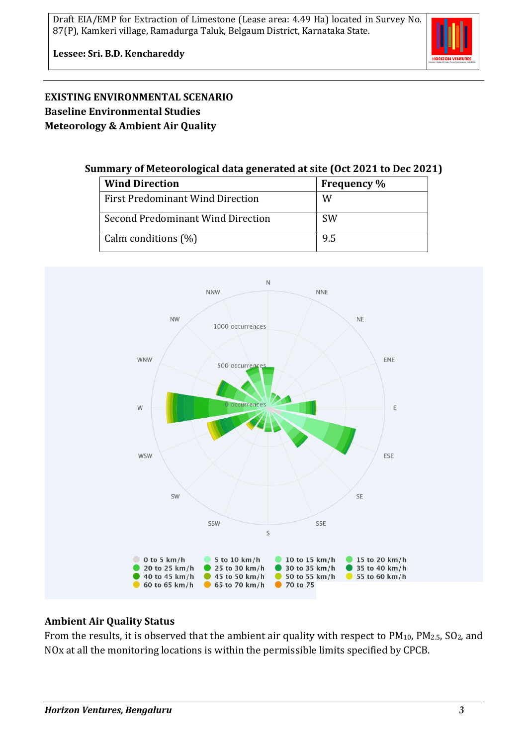**EXISTING ENVIRONMENTAL SCENARIO**
**Baseline Environmental Studies**
**Meteorology & Ambient Air Quality**

**Summary of Meteorological data generated at site (Oct 2021 to Dec 2021)**

| Wind Direction | Frequency % |
|---|---|
| First Predominant Wind Direction | W |
| Second Predominant Wind Direction | SW |
| Calm conditions (%) | 9.5 |

## Ambient Air Quality Status

From the results, it is observed that the ambient air quality with respect to $PM_{10}$, $PM_{2.5}$, $SO_2$, and NOx at all the monitoring locations is within the permissible limits specified by CPCB.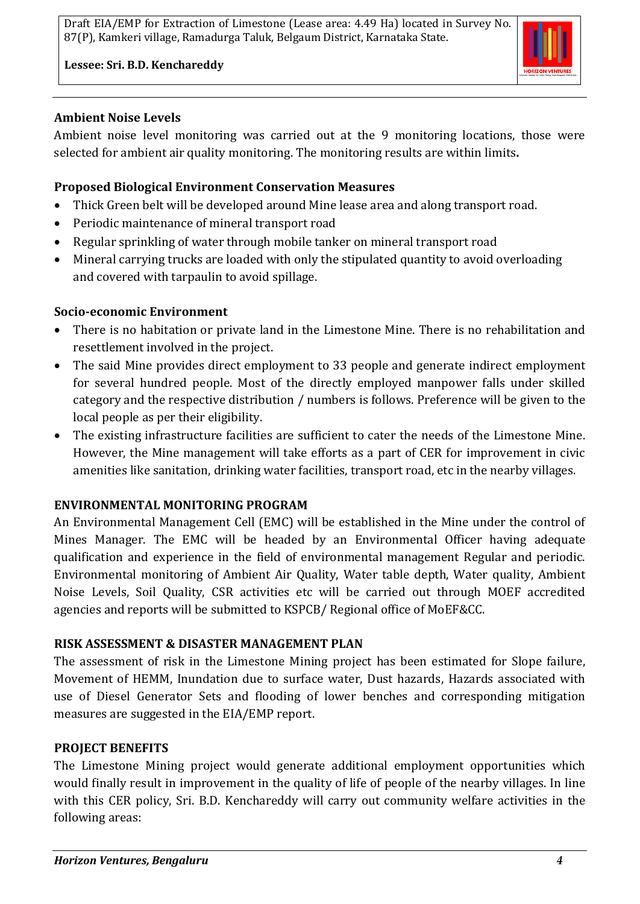### Ambient Noise Levels

Ambient noise level monitoring was carried out at the 9 monitoring locations, those were selected for ambient air quality monitoring. The monitoring results are within limits**.**

### Proposed Biological Environment Conservation Measures

- Thick Green belt will be developed around Mine lease area and along transport road.
- Periodic maintenance of mineral transport road
- Regular sprinkling of water through mobile tanker on mineral transport road
- Mineral carrying trucks are loaded with only the stipulated quantity to avoid overloading and covered with tarpaulin to avoid spillage.

### Socio-economic Environment

- There is no habitation or private land in the Limestone Mine. There is no rehabilitation and resettlement involved in the project.
- The said Mine provides direct employment to 33 people and generate indirect employment for several hundred people. Most of the directly employed manpower falls under skilled category and the respective distribution / numbers is follows. Preference will be given to the local people as per their eligibility.
- The existing infrastructure facilities are sufficient to cater the needs of the Limestone Mine. However, the Mine management will take efforts as a part of CER for improvement in civic amenities like sanitation, drinking water facilities, transport road, etc in the nearby villages.

## ENVIRONMENTAL MONITORING PROGRAM

An Environmental Management Cell (EMC) will be established in the Mine under the control of Mines Manager. The EMC will be headed by an Environmental Officer having adequate qualification and experience in the field of environmental management Regular and periodic. Environmental monitoring of Ambient Air Quality, Water table depth, Water quality, Ambient Noise Levels, Soil Quality, CSR activities etc will be carried out through MOEF accredited agencies and reports will be submitted to KSPCB/ Regional office of MoEF&CC.

## RISK ASSESSMENT & DISASTER MANAGEMENT PLAN

The assessment of risk in the Limestone Mining project has been estimated for Slope failure, Movement of HEMM, Inundation due to surface water, Dust hazards, Hazards associated with use of Diesel Generator Sets and flooding of lower benches and corresponding mitigation measures are suggested in the EIA/EMP report.

## PROJECT BENEFITS

The Limestone Mining project would generate additional employment opportunities which would finally result in improvement in the quality of life of people of the nearby villages. In line with this CER policy, Sri. B.D. Kenchareddy will carry out community welfare activities in the following areas: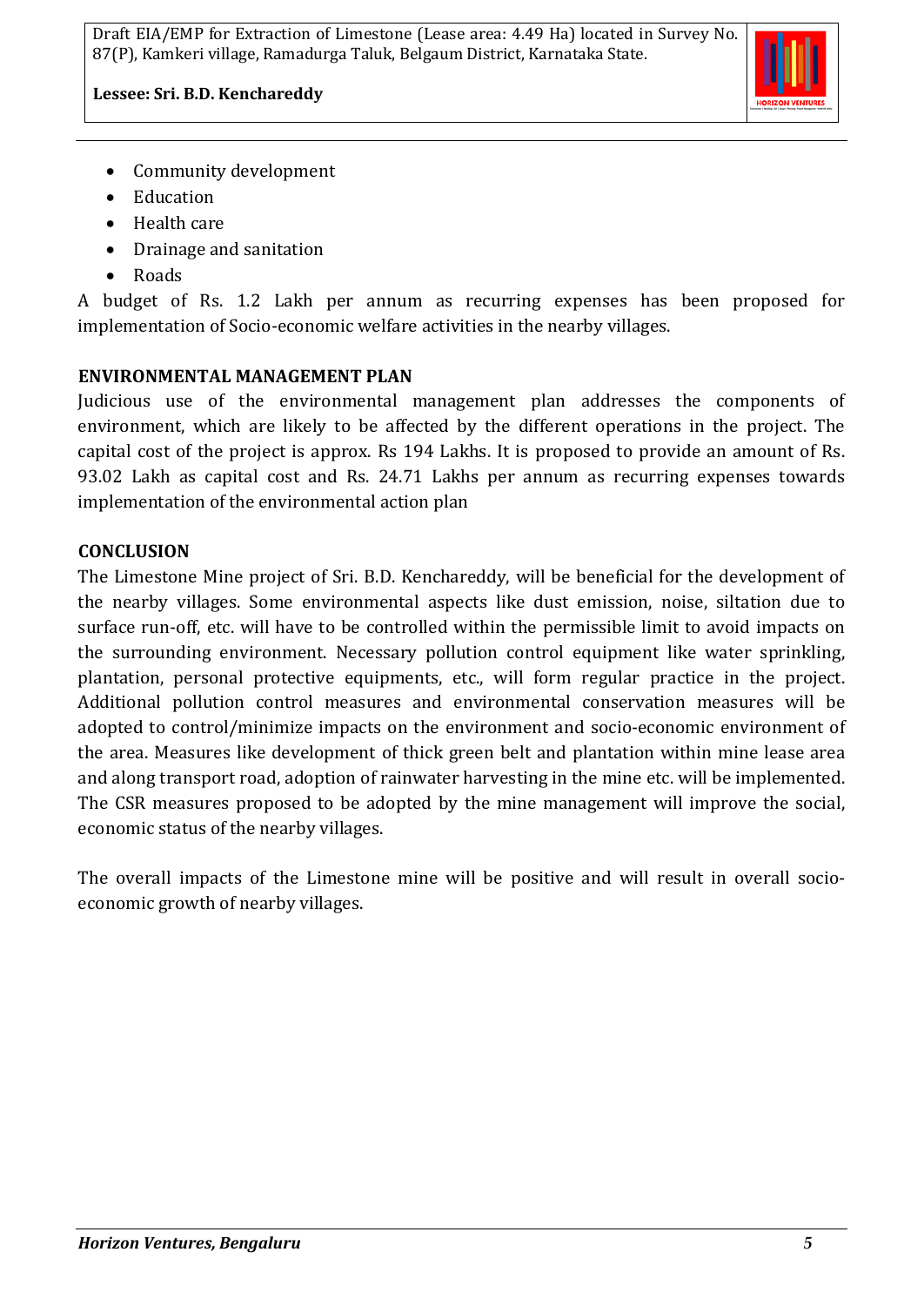- Community development
- Education
- Health care
- Drainage and sanitation
- Roads

A budget of Rs. 1.2 Lakh per annum as recurring expenses has been proposed for implementation of Socio-economic welfare activities in the nearby villages.

**ENVIRONMENTAL MANAGEMENT PLAN**

Judicious use of the environmental management plan addresses the components of environment, which are likely to be affected by the different operations in the project. The capital cost of the project is approx. Rs 194 Lakhs. It is proposed to provide an amount of Rs. 93.02 Lakh as capital cost and Rs. 24.71 Lakhs per annum as recurring expenses towards implementation of the environmental action plan

**CONCLUSION**

The Limestone Mine project of Sri. B.D. Kenchareddy, will be beneficial for the development of the nearby villages. Some environmental aspects like dust emission, noise, siltation due to surface run-off, etc. will have to be controlled within the permissible limit to avoid impacts on the surrounding environment. Necessary pollution control equipment like water sprinkling, plantation, personal protective equipments, etc., will form regular practice in the project. Additional pollution control measures and environmental conservation measures will be adopted to control/minimize impacts on the environment and socio-economic environment of the area. Measures like development of thick green belt and plantation within mine lease area and along transport road, adoption of rainwater harvesting in the mine etc. will be implemented. The CSR measures proposed to be adopted by the mine management will improve the social, economic status of the nearby villages.

The overall impacts of the Limestone mine will be positive and will result in overall socio-economic growth of nearby villages.